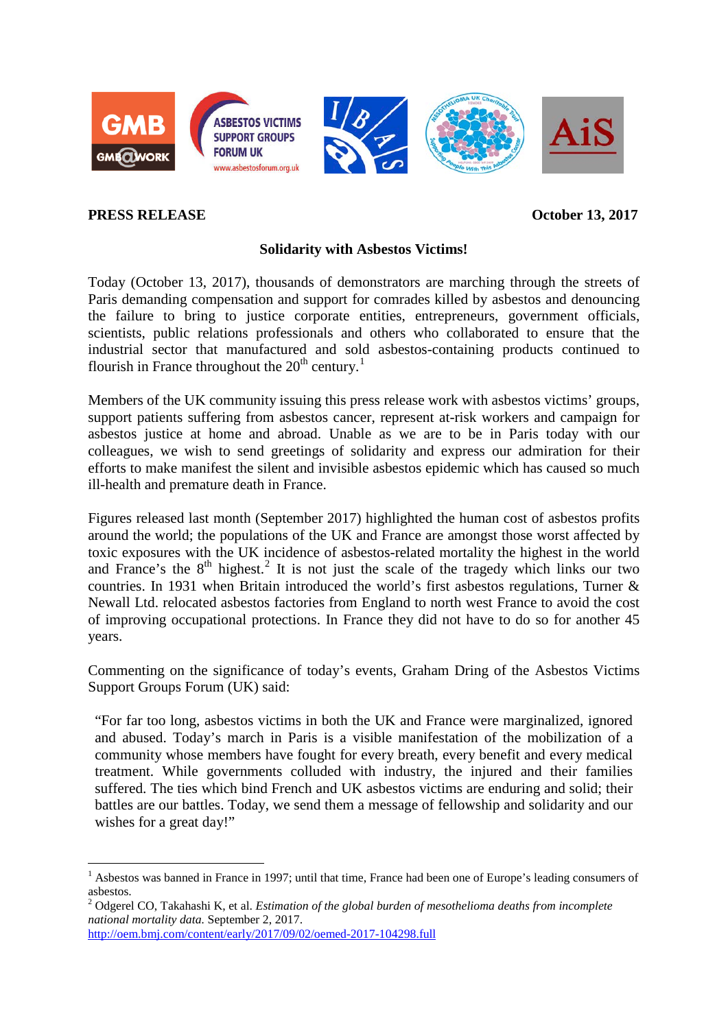**PRESS RELEASE** **October 13, 2017**

**Solidarity with Asbestos Victims!**

Today (October 13, 2017), thousands of demonstrators are marching through the streets of Paris demanding compensation and support for comrades killed by asbestos and denouncing the failure to bring to justice corporate entities, entrepreneurs, government officials, scientists, public relations professionals and others who collaborated to ensure that the industrial sector that manufactured and sold asbestos-containing products continued to flourish in France throughout the 20th century.[1]

Members of the UK community issuing this press release work with asbestos victims' groups, support patients suffering from asbestos cancer, represent at-risk workers and campaign for asbestos justice at home and abroad. Unable as we are to be in Paris today with our colleagues, we wish to send greetings of solidarity and express our admiration for their efforts to make manifest the silent and invisible asbestos epidemic which has caused so much ill-health and premature death in France.

Figures released last month (September 2017) highlighted the human cost of asbestos profits around the world; the populations of the UK and France are amongst those worst affected by toxic exposures with the UK incidence of asbestos-related mortality the highest in the world and France's the 8th highest.[2] It is not just the scale of the tragedy which links our two countries. In 1931 when Britain introduced the world's first asbestos regulations, Turner & Newall Ltd. relocated asbestos factories from England to north west France to avoid the cost of improving occupational protections. In France they did not have to do so for another 45 years.

Commenting on the significance of today's events, Graham Dring of the Asbestos Victims Support Groups Forum (UK) said:

> "For far too long, asbestos victims in both the UK and France were marginalized, ignored and abused. Today's march in Paris is a visible manifestation of the mobilization of a community whose members have fought for every breath, every benefit and every medical treatment. While governments colluded with industry, the injured and their families suffered. The ties which bind French and UK asbestos victims are enduring and solid; their battles are our battles. Today, we send them a message of fellowship and solidarity and our wishes for a great day!"

---

[1] Asbestos was banned in France in 1997; until that time, France had been one of Europe's leading consumers of asbestos.

[2] Odgerel CO, Takahashi K, et al. *Estimation of the global burden of mesothelioma deaths from incomplete national mortality data.* September 2, 2017. http://oem.bmj.com/content/early/2017/09/02/oemed-2017-104298.full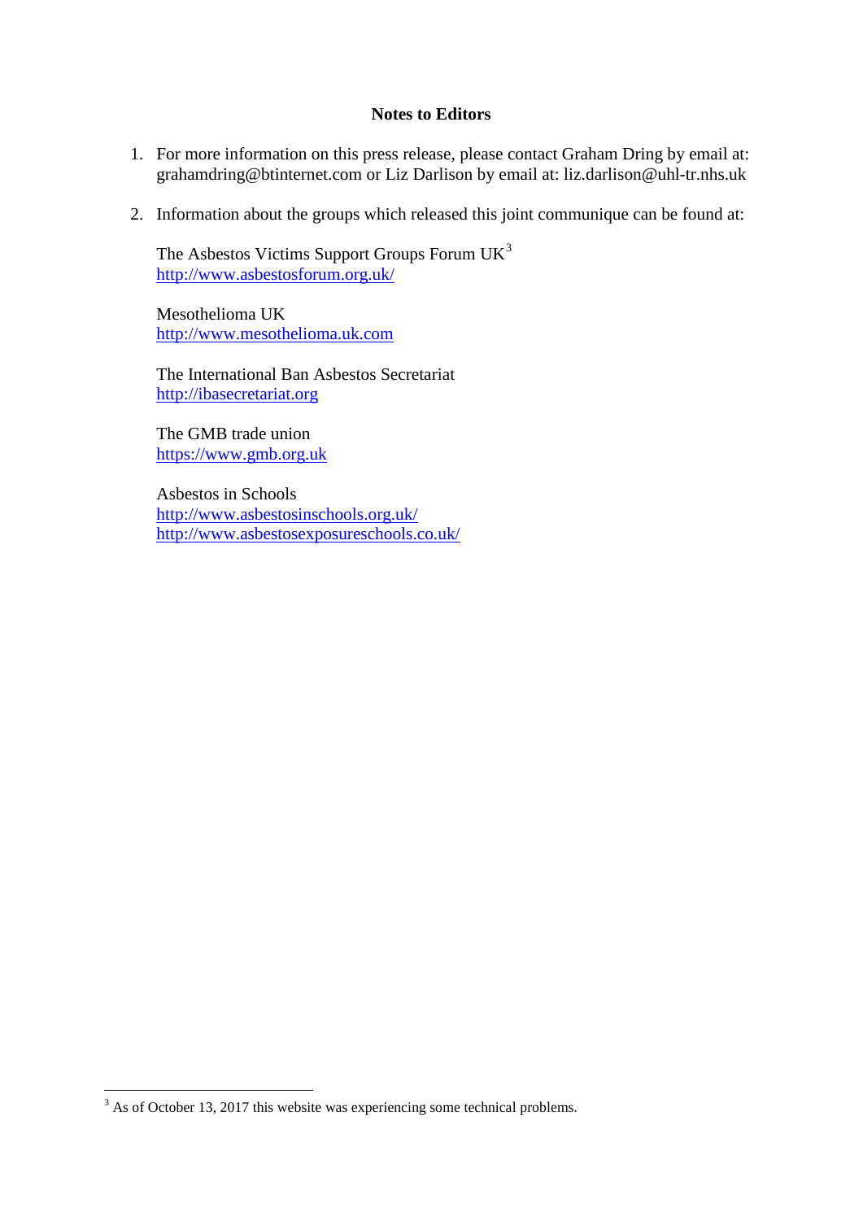### Notes to Editors

1. For more information on this press release, please contact Graham Dring by email at: grahamdring@btinternet.com or Liz Darlison by email at: liz.darlison@uhl-tr.nhs.uk

2. Information about the groups which released this joint communique can be found at:

   The Asbestos Victims Support Groups Forum UK[3]
   http://www.asbestosforum.org.uk/

   Mesothelioma UK
   http://www.mesothelioma.uk.com

   The International Ban Asbestos Secretariat
   http://ibasecretariat.org

   The GMB trade union
   https://www.gmb.org.uk

   Asbestos in Schools
   http://www.asbestosinschools.org.uk/
   http://www.asbestosexposureschools.co.uk/

---

[3] As of October 13, 2017 this website was experiencing some technical problems.